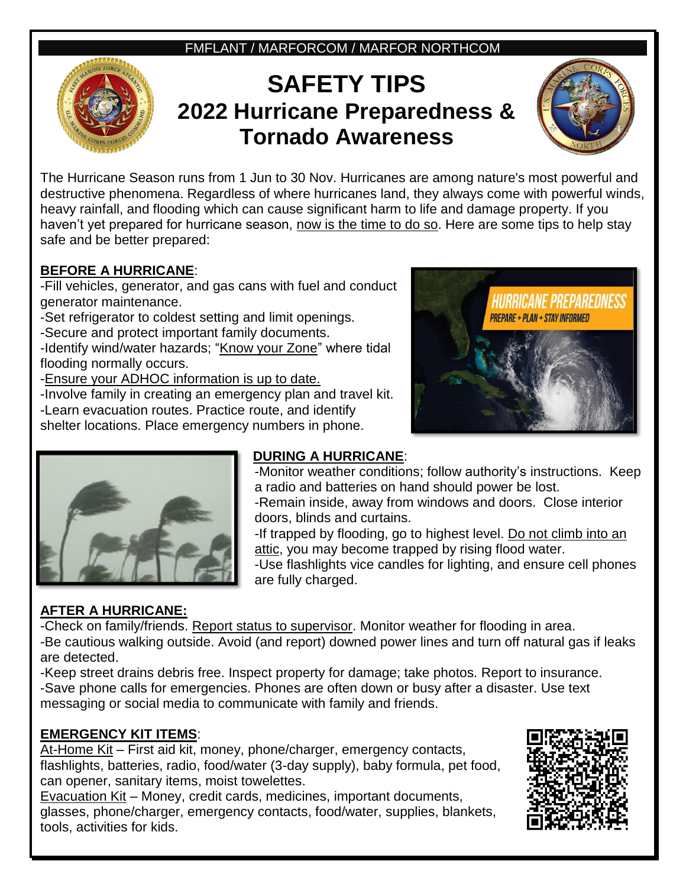FMFLANT / MARFORCOM / MARFOR NORTHCOM

# SAFETY TIPS
## 2022 Hurricane Preparedness & Tornado Awareness

The Hurricane Season runs from 1 Jun to 30 Nov. Hurricanes are among nature's most powerful and destructive phenomena. Regardless of where hurricanes land, they always come with powerful winds, heavy rainfall, and flooding which can cause significant harm to life and damage property. If you haven't yet prepared for hurricane season, now is the time to do so. Here are some tips to help stay safe and be better prepared:

**BEFORE A HURRICANE**:

-Fill vehicles, generator, and gas cans with fuel and conduct generator maintenance.
-Set refrigerator to coldest setting and limit openings.
-Secure and protect important family documents.
-Identify wind/water hazards; "Know your Zone" where tidal flooding normally occurs.
-Ensure your ADHOC information is up to date.
-Involve family in creating an emergency plan and travel kit.
-Learn evacuation routes. Practice route, and identify shelter locations. Place emergency numbers in phone.

**DURING A HURRICANE**:

-Monitor weather conditions; follow authority's instructions. Keep a radio and batteries on hand should power be lost.
-Remain inside, away from windows and doors. Close interior doors, blinds and curtains.
-If trapped by flooding, go to highest level. Do not climb into an attic, you may become trapped by rising flood water.
-Use flashlights vice candles for lighting, and ensure cell phones are fully charged.

**AFTER A HURRICANE:**

-Check on family/friends. Report status to supervisor. Monitor weather for flooding in area.
-Be cautious walking outside. Avoid (and report) downed power lines and turn off natural gas if leaks are detected.
-Keep street drains debris free. Inspect property for damage; take photos. Report to insurance.
-Save phone calls for emergencies. Phones are often down or busy after a disaster. Use text messaging or social media to communicate with family and friends.

**EMERGENCY KIT ITEMS**:

At-Home Kit – First aid kit, money, phone/charger, emergency contacts, flashlights, batteries, radio, food/water (3-day supply), baby formula, pet food, can opener, sanitary items, moist towelettes.
Evacuation Kit – Money, credit cards, medicines, important documents, glasses, phone/charger, emergency contacts, food/water, supplies, blankets, tools, activities for kids.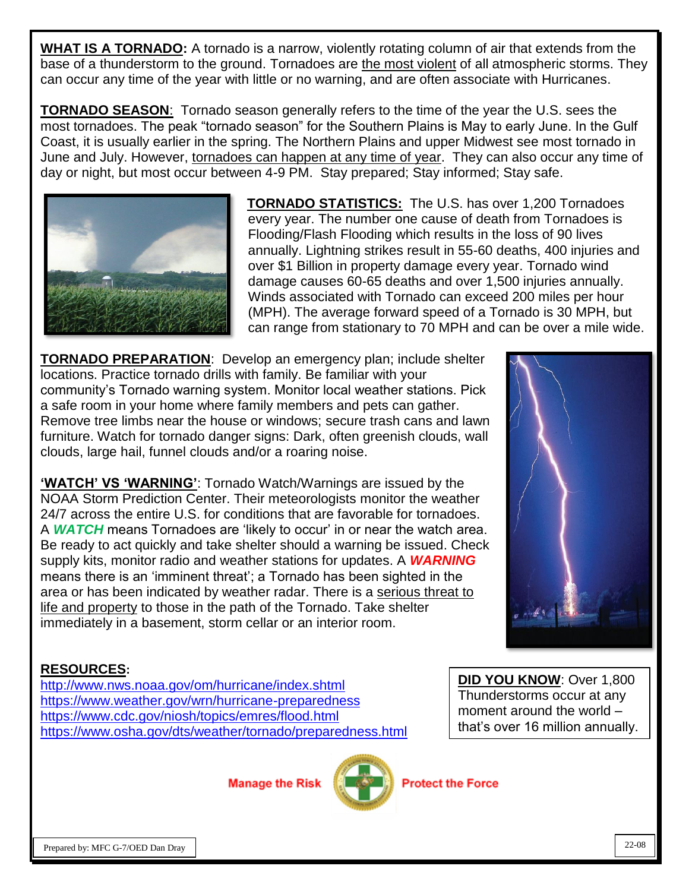**WHAT IS A TORNADO:** A tornado is a narrow, violently rotating column of air that extends from the base of a thunderstorm to the ground. Tornadoes are the most violent of all atmospheric storms. They can occur any time of the year with little or no warning, and are often associate with Hurricanes.

**TORNADO SEASON**: Tornado season generally refers to the time of the year the U.S. sees the most tornadoes. The peak “tornado season” for the Southern Plains is May to early June. In the Gulf Coast, it is usually earlier in the spring. The Northern Plains and upper Midwest see most tornado in June and July. However, tornadoes can happen at any time of year. They can also occur any time of day or night, but most occur between 4-9 PM. Stay prepared; Stay informed; Stay safe.

**TORNADO STATISTICS:** The U.S. has over 1,200 Tornadoes every year. The number one cause of death from Tornadoes is Flooding/Flash Flooding which results in the loss of 90 lives annually. Lightning strikes result in 55-60 deaths, 400 injuries and over $1 Billion in property damage every year. Tornado wind damage causes 60-65 deaths and over 1,500 injuries annually. Winds associated with Tornado can exceed 200 miles per hour (MPH). The average forward speed of a Tornado is 30 MPH, but can range from stationary to 70 MPH and can be over a mile wide.

**TORNADO PREPARATION**: Develop an emergency plan; include shelter locations. Practice tornado drills with family. Be familiar with your community’s Tornado warning system. Monitor local weather stations. Pick a safe room in your home where family members and pets can gather. Remove tree limbs near the house or windows; secure trash cans and lawn furniture. Watch for tornado danger signs: Dark, often greenish clouds, wall clouds, large hail, funnel clouds and/or a roaring noise.

**‘WATCH’ VS ‘WARNING’**: Tornado Watch/Warnings are issued by the NOAA Storm Prediction Center. Their meteorologists monitor the weather 24/7 across the entire U.S. for conditions that are favorable for tornadoes. A ***WATCH*** means Tornadoes are ‘likely to occur’ in or near the watch area. Be ready to act quickly and take shelter should a warning be issued. Check supply kits, monitor radio and weather stations for updates. A ***WARNING*** means there is an ‘imminent threat’; a Tornado has been sighted in the area or has been indicated by weather radar. There is a serious threat to life and property to those in the path of the Tornado. Take shelter immediately in a basement, storm cellar or an interior room.

**RESOURCES:**

http://www.nws.noaa.gov/om/hurricane/index.shtml
https://www.weather.gov/wrn/hurricane-preparedness
https://www.cdc.gov/niosh/topics/emres/flood.html
https://www.osha.gov/dts/weather/tornado/preparedness.html

**DID YOU KNOW**: Over 1,800 Thunderstorms occur at any moment around the world – that’s over 16 million annually.

Manage the Risk — Protect the Force

Prepared by: MFC G-7/OED Dan Dray

22-08